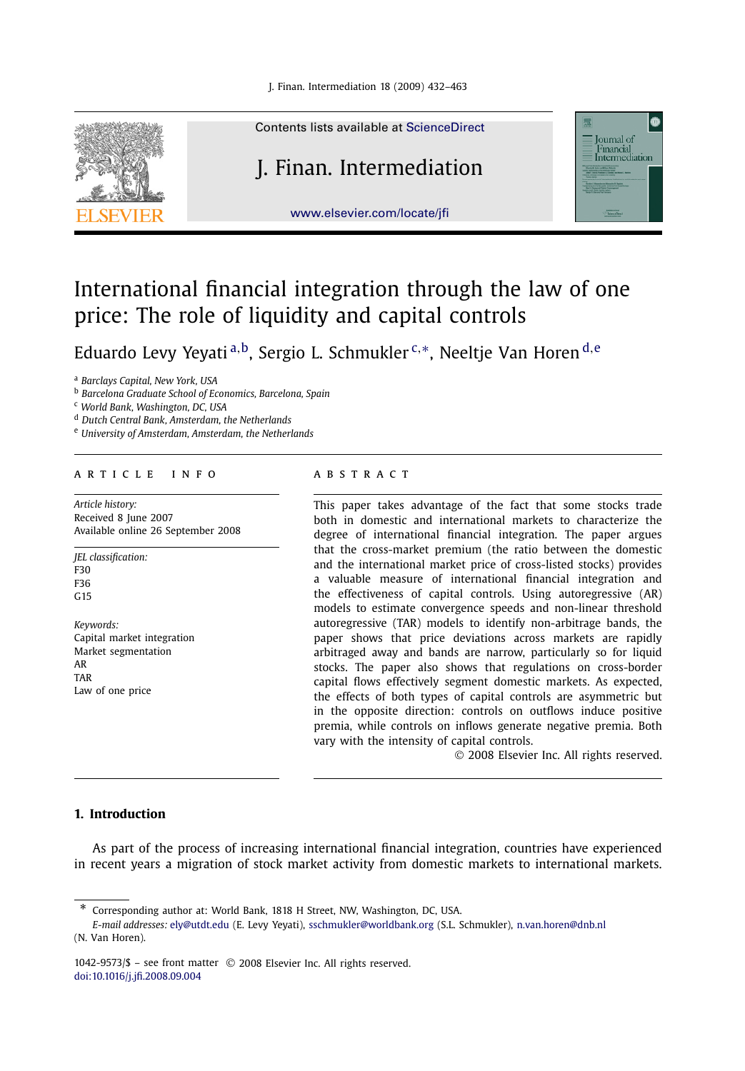# International financial integration through the law of one price: The role of liquidity and capital controls

Eduardo Levy Yeyati [a,b], Sergio L. Schmukler [c,*], Neeltje Van Horen [d,e]

[a] Barclays Capital, New York, USA
[b] Barcelona Graduate School of Economics, Barcelona, Spain
[c] World Bank, Washington, DC, USA
[d] Dutch Central Bank, Amsterdam, the Netherlands
[e] University of Amsterdam, Amsterdam, the Netherlands

## ARTICLE INFO

*Article history:*
Received 8 June 2007
Available online 26 September 2008

*JEL classification:*
F30
F36
G15

*Keywords:*
Capital market integration
Market segmentation
AR
TAR
Law of one price

## ABSTRACT

This paper takes advantage of the fact that some stocks trade both in domestic and international markets to characterize the degree of international financial integration. The paper argues that the cross-market premium (the ratio between the domestic and the international market price of cross-listed stocks) provides a valuable measure of international financial integration and the effectiveness of capital controls. Using autoregressive (AR) models to estimate convergence speeds and non-linear threshold autoregressive (TAR) models to identify non-arbitrage bands, the paper shows that price deviations across markets are rapidly arbitraged away and bands are narrow, particularly so for liquid stocks. The paper also shows that regulations on cross-border capital flows effectively segment domestic markets. As expected, the effects of both types of capital controls are asymmetric but in the opposite direction: controls on outflows induce positive premia, while controls on inflows generate negative premia. Both vary with the intensity of capital controls.

© 2008 Elsevier Inc. All rights reserved.

## 1. Introduction

As part of the process of increasing international financial integration, countries have experienced in recent years a migration of stock market activity from domestic markets to international markets.

---

\* Corresponding author at: World Bank, 1818 H Street, NW, Washington, DC, USA.
*E-mail addresses:* ely@utdt.edu (E. Levy Yeyati), sschmukler@worldbank.org (S.L. Schmukler), n.van.horen@dnb.nl (N. Van Horen).

1042-9573/$ – see front matter © 2008 Elsevier Inc. All rights reserved.
doi:10.1016/j.jfi.2008.09.004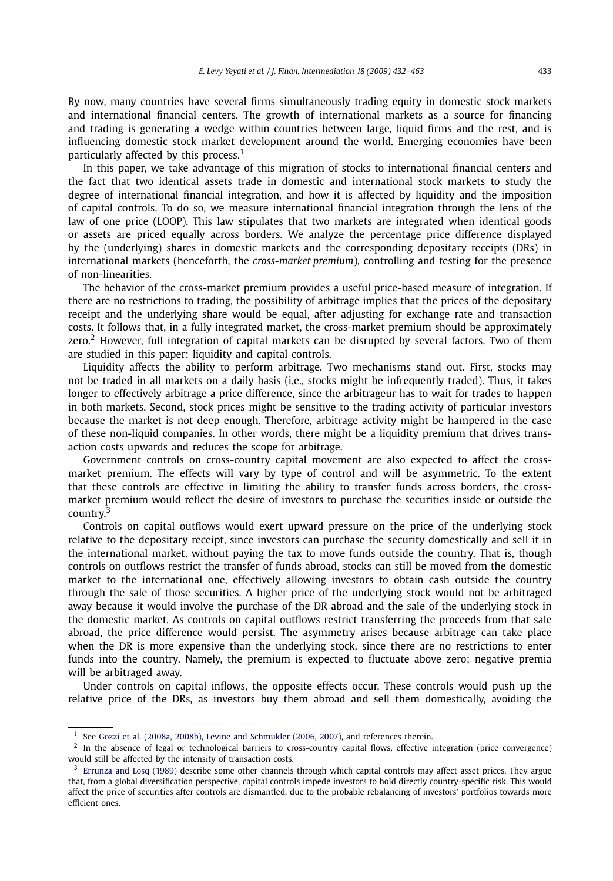By now, many countries have several firms simultaneously trading equity in domestic stock markets and international financial centers. The growth of international markets as a source for financing and trading is generating a wedge within countries between large, liquid firms and the rest, and is influencing domestic stock market development around the world. Emerging economies have been particularly affected by this process.[1]

In this paper, we take advantage of this migration of stocks to international financial centers and the fact that two identical assets trade in domestic and international stock markets to study the degree of international financial integration, and how it is affected by liquidity and the imposition of capital controls. To do so, we measure international financial integration through the lens of the law of one price (LOOP). This law stipulates that two markets are integrated when identical goods or assets are priced equally across borders. We analyze the percentage price difference displayed by the (underlying) shares in domestic markets and the corresponding depositary receipts (DRs) in international markets (henceforth, the *cross-market premium*), controlling and testing for the presence of non-linearities.

The behavior of the cross-market premium provides a useful price-based measure of integration. If there are no restrictions to trading, the possibility of arbitrage implies that the prices of the depositary receipt and the underlying share would be equal, after adjusting for exchange rate and transaction costs. It follows that, in a fully integrated market, the cross-market premium should be approximately zero.[2] However, full integration of capital markets can be disrupted by several factors. Two of them are studied in this paper: liquidity and capital controls.

Liquidity affects the ability to perform arbitrage. Two mechanisms stand out. First, stocks may not be traded in all markets on a daily basis (i.e., stocks might be infrequently traded). Thus, it takes longer to effectively arbitrage a price difference, since the arbitrageur has to wait for trades to happen in both markets. Second, stock prices might be sensitive to the trading activity of particular investors because the market is not deep enough. Therefore, arbitrage activity might be hampered in the case of these non-liquid companies. In other words, there might be a liquidity premium that drives transaction costs upwards and reduces the scope for arbitrage.

Government controls on cross-country capital movement are also expected to affect the cross-market premium. The effects will vary by type of control and will be asymmetric. To the extent that these controls are effective in limiting the ability to transfer funds across borders, the cross-market premium would reflect the desire of investors to purchase the securities inside or outside the country.[3]

Controls on capital outflows would exert upward pressure on the price of the underlying stock relative to the depositary receipt, since investors can purchase the security domestically and sell it in the international market, without paying the tax to move funds outside the country. That is, though controls on outflows restrict the transfer of funds abroad, stocks can still be moved from the domestic market to the international one, effectively allowing investors to obtain cash outside the country through the sale of those securities. A higher price of the underlying stock would not be arbitraged away because it would involve the purchase of the DR abroad and the sale of the underlying stock in the domestic market. As controls on capital outflows restrict transferring the proceeds from that sale abroad, the price difference would persist. The asymmetry arises because arbitrage can take place when the DR is more expensive than the underlying stock, since there are no restrictions to enter funds into the country. Namely, the premium is expected to fluctuate above zero; negative premia will be arbitraged away.

Under controls on capital inflows, the opposite effects occur. These controls would push up the relative price of the DRs, as investors buy them abroad and sell them domestically, avoiding the

[1] See Gozzi et al. (2008a, 2008b), Levine and Schmukler (2006, 2007), and references therein.

[2] In the absence of legal or technological barriers to cross-country capital flows, effective integration (price convergence) would still be affected by the intensity of transaction costs.

[3] Errunza and Losq (1989) describe some other channels through which capital controls may affect asset prices. They argue that, from a global diversification perspective, capital controls impede investors to hold directly country-specific risk. This would affect the price of securities after controls are dismantled, due to the probable rebalancing of investors' portfolios towards more efficient ones.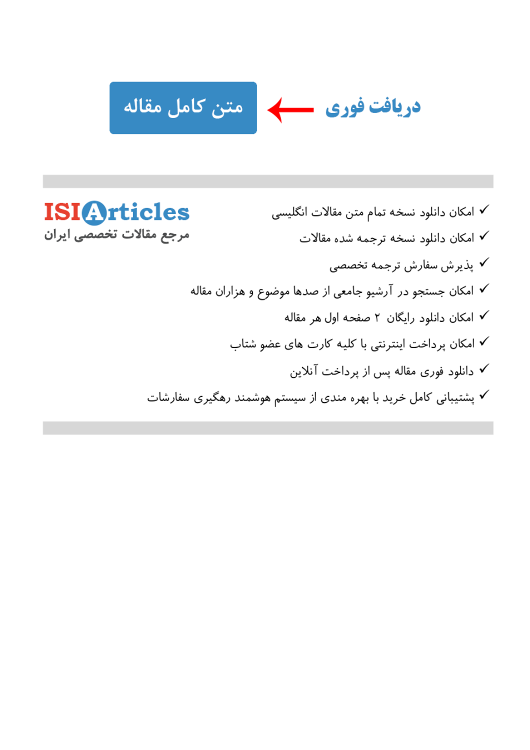**دریافت فوری ← متن کامل مقاله**

**ISIArticles**
مرجع مقالات تخصصی ایران

- ✓ امکان دانلود نسخه تمام متن مقالات انگلیسی
- ✓ امکان دانلود نسخه ترجمه شده مقالات
- ✓ پذیرش سفارش ترجمه تخصصی
- ✓ امکان جستجو در آرشیو جامعی از صدها موضوع و هزاران مقاله
- ✓ امکان دانلود رایگان ۲ صفحه اول هر مقاله
- ✓ امکان پرداخت اینترنتی با کلیه کارت های عضو شتاب
- ✓ دانلود فوری مقاله پس از پرداخت آنلاین
- ✓ پشتیبانی کامل خرید با بهره مندی از سیستم هوشمند رهگیری سفارشات